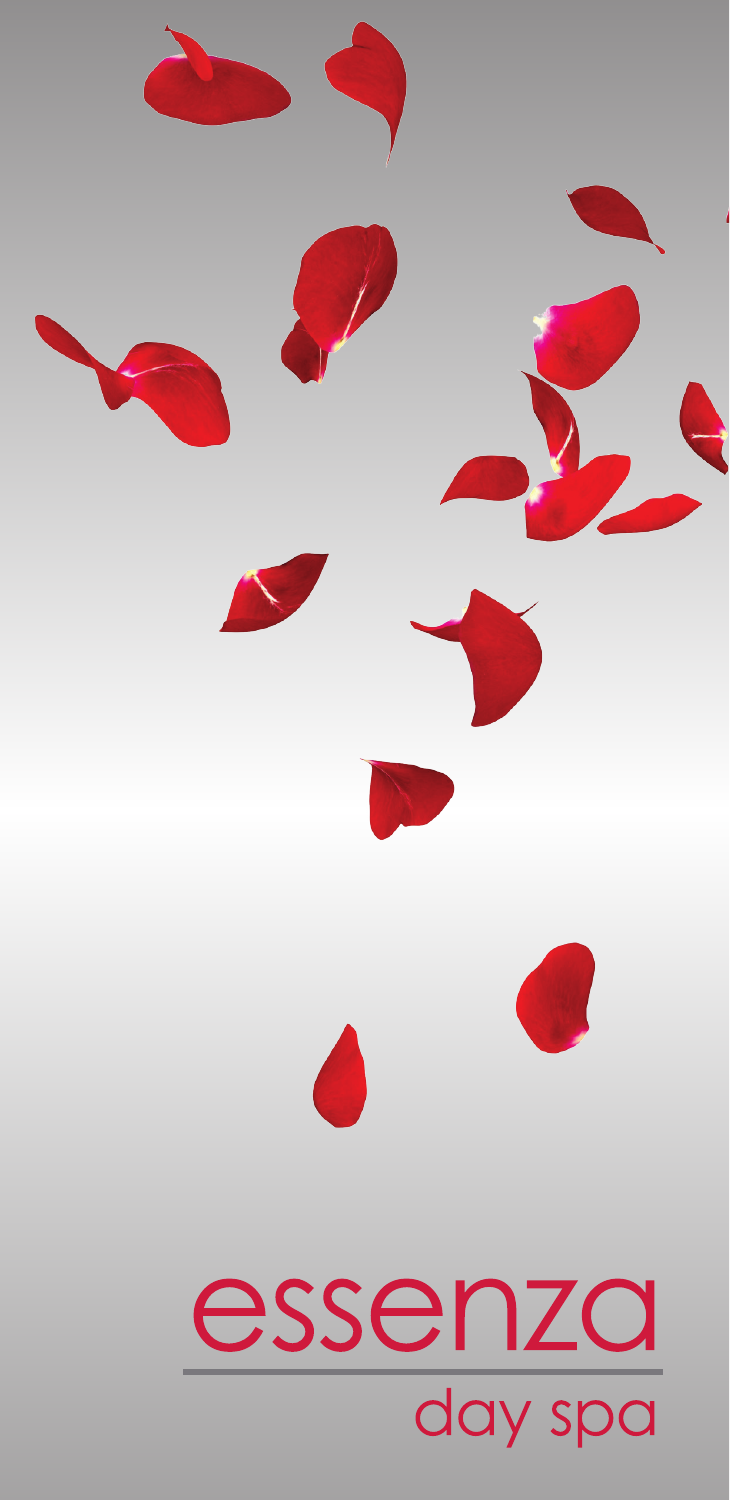# essenza

day spa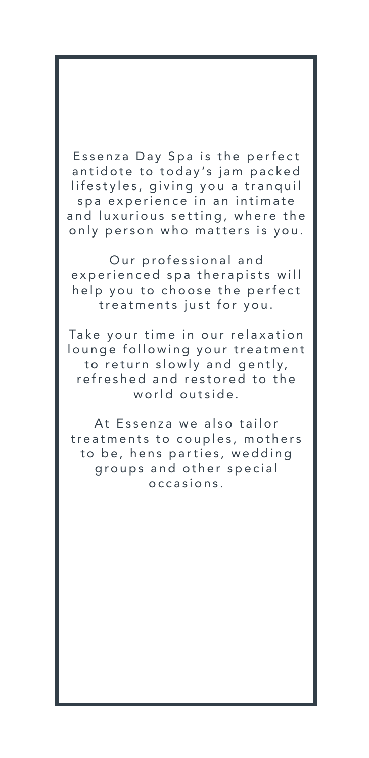Essenza Day Spa is the perfect antidote to today's jam packed lifestyles, giving you a tranquil spa experience in an intimate and luxurious setting, where the only person who matters is you.

Our professional and experienced spa therapists will help you to choose the perfect treatments just for you.

Take your time in our relaxation lounge following your treatment to return slowly and gently, refreshed and restored to the world outside.

At Essenza we also tailor treatments to couples, mothers to be, hens parties, wedding groups and other special occasions.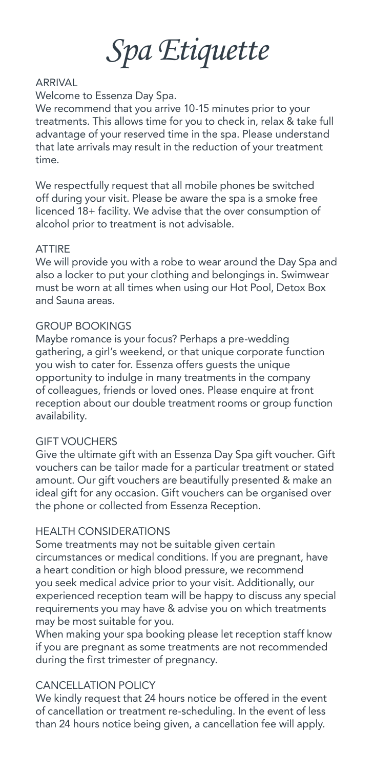# *Spa Etiquette*

## ARRIVAL

Welcome to Essenza Day Spa.

We recommend that you arrive 10-15 minutes prior to your treatments. This allows time for you to check in, relax & take full advantage of your reserved time in the spa. Please understand that late arrivals may result in the reduction of your treatment time.

We respectfully request that all mobile phones be switched off during your visit. Please be aware the spa is a smoke free licenced 18+ facility. We advise that the over consumption of alcohol prior to treatment is not advisable.

## ATTIRE

We will provide you with a robe to wear around the Day Spa and also a locker to put your clothing and belongings in. Swimwear must be worn at all times when using our Hot Pool, Detox Box and Sauna areas.

## GROUP BOOKINGS

Maybe romance is your focus? Perhaps a pre-wedding gathering, a girl's weekend, or that unique corporate function you wish to cater for. Essenza offers guests the unique opportunity to indulge in many treatments in the company of colleagues, friends or loved ones. Please enquire at front reception about our double treatment rooms or group function availability.

## GIFT VOUCHERS

Give the ultimate gift with an Essenza Day Spa gift voucher. Gift vouchers can be tailor made for a particular treatment or stated amount. Our gift vouchers are beautifully presented & make an ideal gift for any occasion. Gift vouchers can be organised over the phone or collected from Essenza Reception.

## HEALTH CONSIDERATIONS

Some treatments may not be suitable given certain circumstances or medical conditions. If you are pregnant, have a heart condition or high blood pressure, we recommend you seek medical advice prior to your visit. Additionally, our experienced reception team will be happy to discuss any special requirements you may have & advise you on which treatments may be most suitable for you.

When making your spa booking please let reception staff know if you are pregnant as some treatments are not recommended during the first trimester of pregnancy.

## CANCELLATION POLICY

We kindly request that 24 hours notice be offered in the event of cancellation or treatment re-scheduling. In the event of less than 24 hours notice being given, a cancellation fee will apply.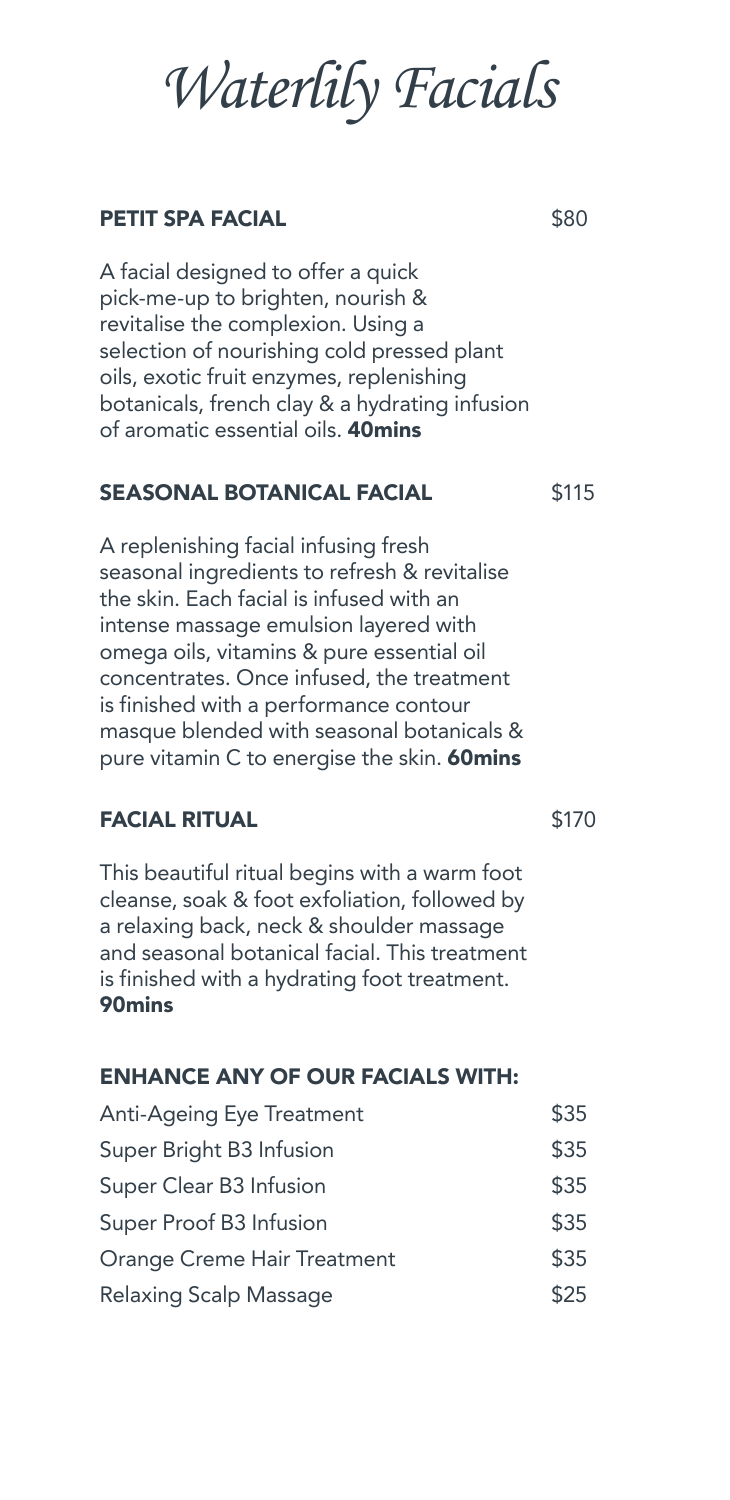# *Waterlily Facials*

## PETIT SPA FACIAL — $80

A facial designed to offer a quick pick-me-up to brighten, nourish & revitalise the complexion. Using a selection of nourishing cold pressed plant oils, exotic fruit enzymes, replenishing botanicals, french clay & a hydrating infusion of aromatic essential oils. **40mins**

## SEASONAL BOTANICAL FACIAL — $115

A replenishing facial infusing fresh seasonal ingredients to refresh & revitalise the skin. Each facial is infused with an intense massage emulsion layered with omega oils, vitamins & pure essential oil concentrates. Once infused, the treatment is finished with a performance contour masque blended with seasonal botanicals & pure vitamin C to energise the skin. **60mins**

## FACIAL RITUAL — $170

This beautiful ritual begins with a warm foot cleanse, soak & foot exfoliation, followed by a relaxing back, neck & shoulder massage and seasonal botanical facial. This treatment is finished with a hydrating foot treatment. **90mins**

## ENHANCE ANY OF OUR FACIALS WITH:

| Treatment | Price |
|---|---|
| Anti-Ageing Eye Treatment | $35 |
| Super Bright B3 Infusion | $35 |
| Super Clear B3 Infusion | $35 |
| Super Proof B3 Infusion | $35 |
| Orange Creme Hair Treatment | $35 |
| Relaxing Scalp Massage | $25 |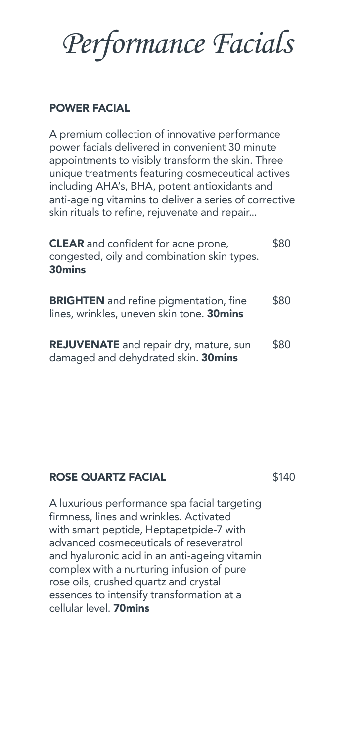# *Performance Facials*

## POWER FACIAL

A premium collection of innovative performance power facials delivered in convenient 30 minute appointments to visibly transform the skin. Three unique treatments featuring cosmeceutical actives including AHA's, BHA, potent antioxidants and anti-ageing vitamins to deliver a series of corrective skin rituals to refine, rejuvenate and repair...

**CLEAR** and confident for acne prone, congested, oily and combination skin types. **30mins** — $80

**BRIGHTEN** and refine pigmentation, fine lines, wrinkles, uneven skin tone. **30mins** — $80

**REJUVENATE** and repair dry, mature, sun damaged and dehydrated skin. **30mins** — $80

## ROSE QUARTZ FACIAL — $140

A luxurious performance spa facial targeting firmness, lines and wrinkles. Activated with smart peptide, Heptapetpide-7 with advanced cosmeceuticals of reseveratrol and hyaluronic acid in an anti-ageing vitamin complex with a nurturing infusion of pure rose oils, crushed quartz and crystal essences to intensify transformation at a cellular level. **70mins**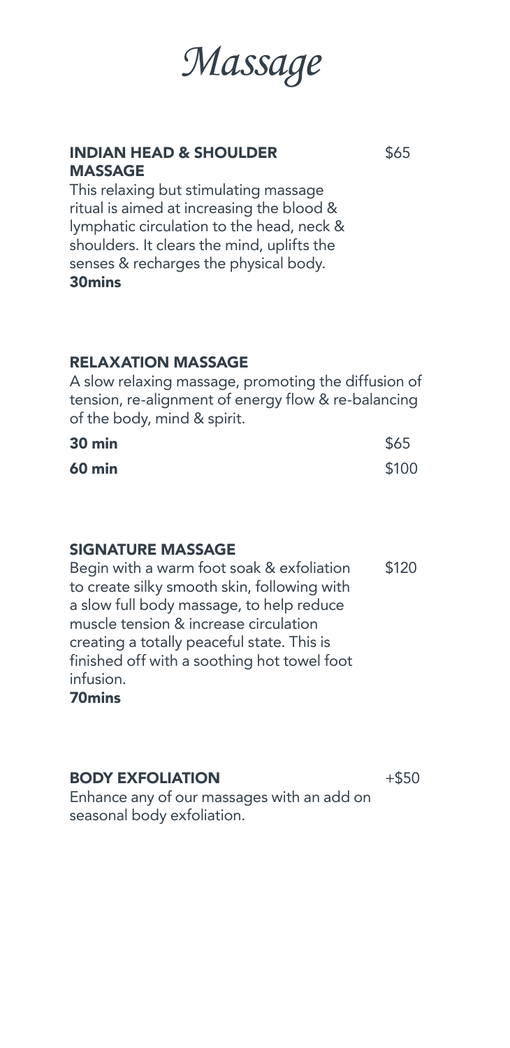# *Massage*

## INDIAN HEAD & SHOULDER MASSAGE

$65

This relaxing but stimulating massage ritual is aimed at increasing the blood & lymphatic circulation to the head, neck & shoulders. It clears the mind, uplifts the senses & recharges the physical body.

**30mins**

## RELAXATION MASSAGE

A slow relaxing massage, promoting the diffusion of tension, re-alignment of energy flow & re-balancing of the body, mind & spirit.

| | |
|---|---|
| **30 min** | $65 |
| **60 min** | $100 |

## SIGNATURE MASSAGE

$120

Begin with a warm foot soak & exfoliation to create silky smooth skin, following with a slow full body massage, to help reduce muscle tension & increase circulation creating a totally peaceful state. This is finished off with a soothing hot towel foot infusion.

**70mins**

## BODY EXFOLIATION

+$50

Enhance any of our massages with an add on seasonal body exfoliation.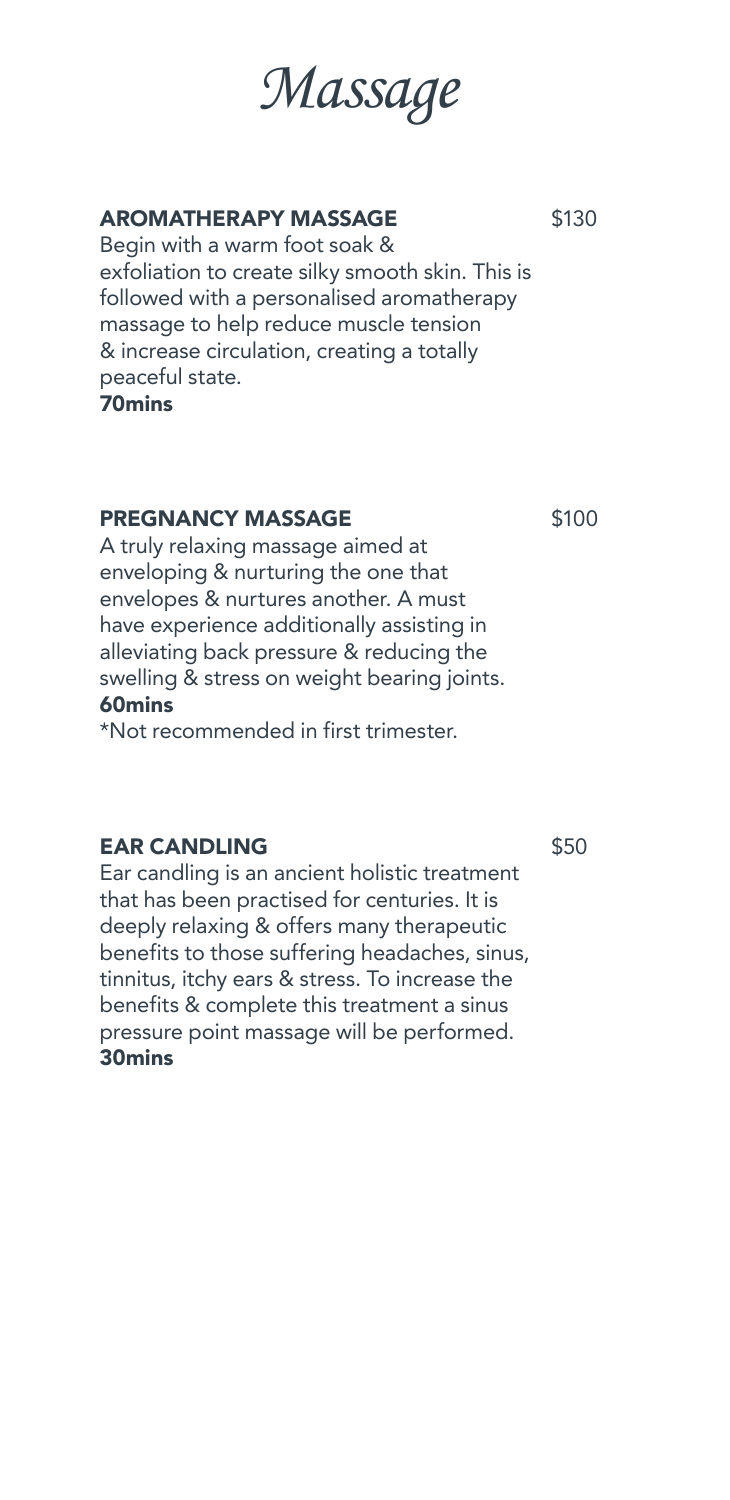# *Massage*

## AROMATHERAPY MASSAGE $130

Begin with a warm foot soak & exfoliation to create silky smooth skin. This is followed with a personalised aromatherapy massage to help reduce muscle tension & increase circulation, creating a totally peaceful state.

**70mins**

## PREGNANCY MASSAGE $100

A truly relaxing massage aimed at enveloping & nurturing the one that envelopes & nurtures another. A must have experience additionally assisting in alleviating back pressure & reducing the swelling & stress on weight bearing joints.

**60mins**

*Not recommended in first trimester.

## EAR CANDLING $50

Ear candling is an ancient holistic treatment that has been practised for centuries. It is deeply relaxing & offers many therapeutic benefits to those suffering headaches, sinus, tinnitus, itchy ears & stress. To increase the benefits & complete this treatment a sinus pressure point massage will be performed.

**30mins**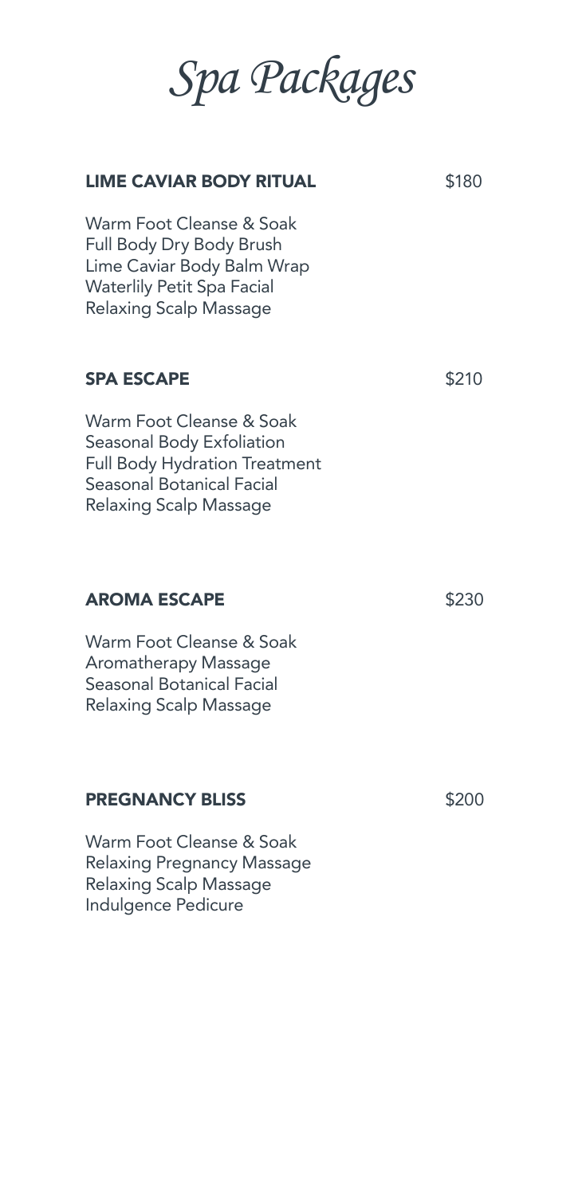# *Spa Packages*

## **LIME CAVIAR BODY RITUAL** — $180

Warm Foot Cleanse & Soak
Full Body Dry Body Brush
Lime Caviar Body Balm Wrap
Waterlily Petit Spa Facial
Relaxing Scalp Massage

## **SPA ESCAPE** — $210

Warm Foot Cleanse & Soak
Seasonal Body Exfoliation
Full Body Hydration Treatment
Seasonal Botanical Facial
Relaxing Scalp Massage

## **AROMA ESCAPE** — $230

Warm Foot Cleanse & Soak
Aromatherapy Massage
Seasonal Botanical Facial
Relaxing Scalp Massage

## **PREGNANCY BLISS** — $200

Warm Foot Cleanse & Soak
Relaxing Pregnancy Massage
Relaxing Scalp Massage
Indulgence Pedicure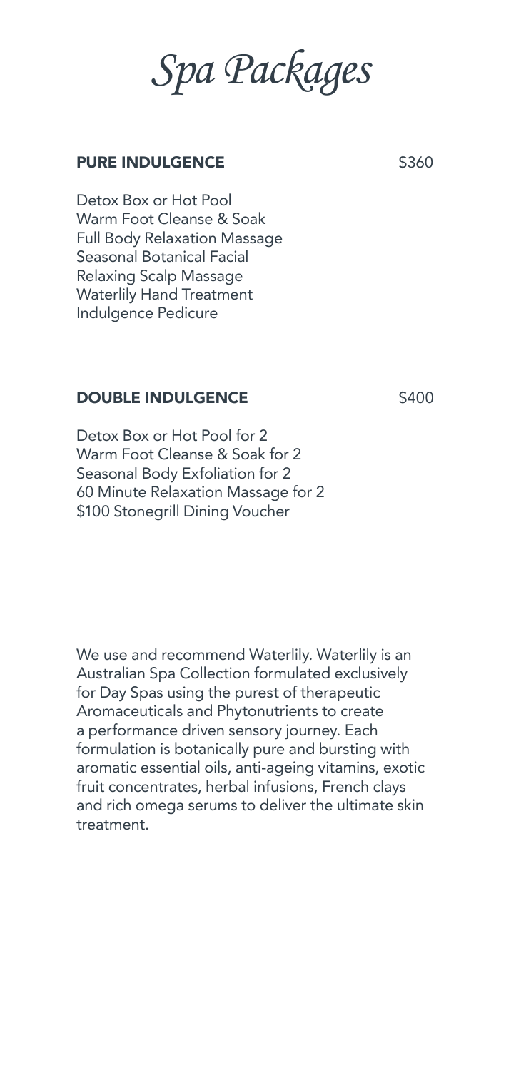# *Spa Packages*

## PURE INDULGENCE $360

Detox Box or Hot Pool
Warm Foot Cleanse & Soak
Full Body Relaxation Massage
Seasonal Botanical Facial
Relaxing Scalp Massage
Waterlily Hand Treatment
Indulgence Pedicure

## DOUBLE INDULGENCE $400

Detox Box or Hot Pool for 2
Warm Foot Cleanse & Soak for 2
Seasonal Body Exfoliation for 2
60 Minute Relaxation Massage for 2
$100 Stonegrill Dining Voucher

We use and recommend Waterlily. Waterlily is an Australian Spa Collection formulated exclusively for Day Spas using the purest of therapeutic Aromaceuticals and Phytonutrients to create a performance driven sensory journey. Each formulation is botanically pure and bursting with aromatic essential oils, anti-ageing vitamins, exotic fruit concentrates, herbal infusions, French clays and rich omega serums to deliver the ultimate skin treatment.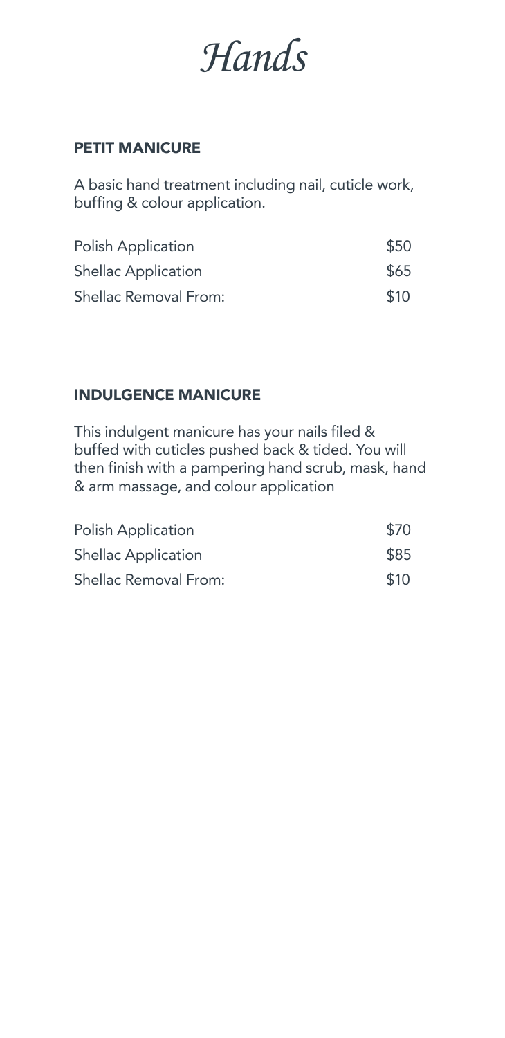# *Hands*

## PETIT MANICURE

A basic hand treatment including nail, cuticle work, buffing & colour application.

| | |
|---|---|
| Polish Application | $50 |
| Shellac Application | $65 |
| Shellac Removal From: | $10 |

## INDULGENCE MANICURE

This indulgent manicure has your nails filed & buffed with cuticles pushed back & tided. You will then finish with a pampering hand scrub, mask, hand & arm massage, and colour application

| | |
|---|---|
| Polish Application | $70 |
| Shellac Application | $85 |
| Shellac Removal From: | $10 |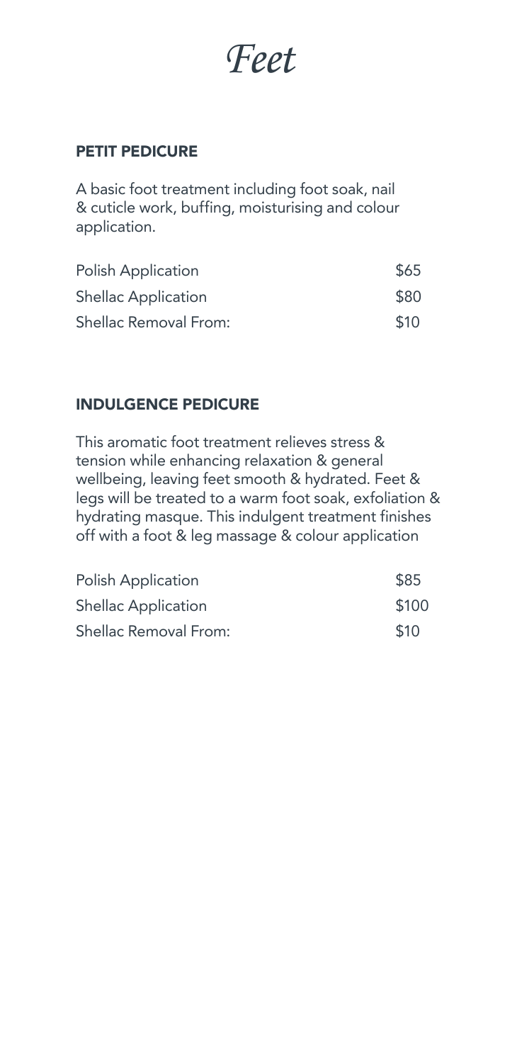# *Feet*

## PETIT PEDICURE

A basic foot treatment including foot soak, nail & cuticle work, buffing, moisturising and colour application.

| | |
|---|---|
| Polish Application | $65 |
| Shellac Application | $80 |
| Shellac Removal From: | $10 |

## INDULGENCE PEDICURE

This aromatic foot treatment relieves stress & tension while enhancing relaxation & general wellbeing, leaving feet smooth & hydrated. Feet & legs will be treated to a warm foot soak, exfoliation & hydrating masque. This indulgent treatment finishes off with a foot & leg massage & colour application

| | |
|---|---|
| Polish Application | $85 |
| Shellac Application | $100 |
| Shellac Removal From: | $10 |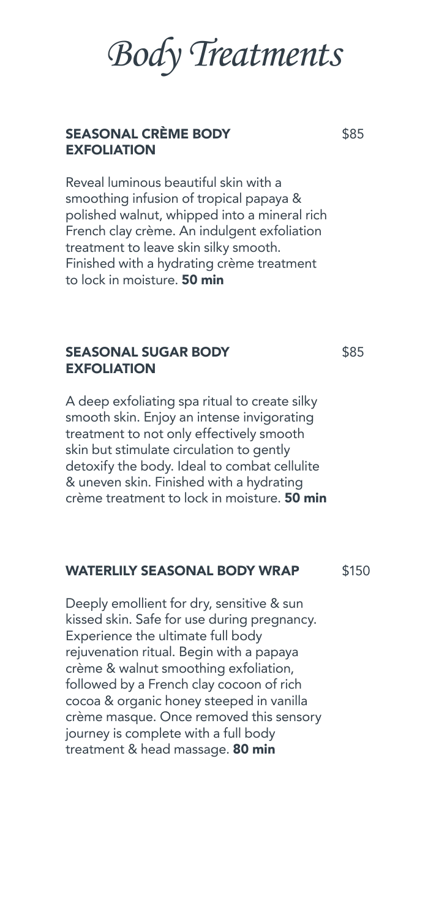# *Body Treatments*

## SEASONAL CRÈME BODY EXFOLIATION — $85

Reveal luminous beautiful skin with a smoothing infusion of tropical papaya & polished walnut, whipped into a mineral rich French clay crème. An indulgent exfoliation treatment to leave skin silky smooth. Finished with a hydrating crème treatment to lock in moisture. **50 min**

## SEASONAL SUGAR BODY EXFOLIATION — $85

A deep exfoliating spa ritual to create silky smooth skin. Enjoy an intense invigorating treatment to not only effectively smooth skin but stimulate circulation to gently detoxify the body. Ideal to combat cellulite & uneven skin. Finished with a hydrating crème treatment to lock in moisture. **50 min**

## WATERLILY SEASONAL BODY WRAP — $150

Deeply emollient for dry, sensitive & sun kissed skin. Safe for use during pregnancy. Experience the ultimate full body rejuvenation ritual. Begin with a papaya crème & walnut smoothing exfoliation, followed by a French clay cocoon of rich cocoa & organic honey steeped in vanilla crème masque. Once removed this sensory journey is complete with a full body treatment & head massage. **80 min**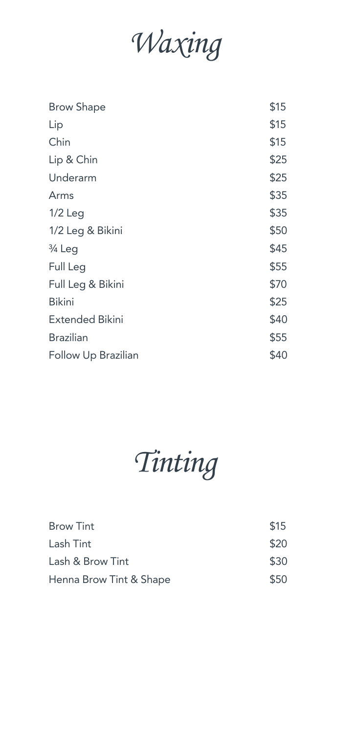# *Waxing*

| | |
|---|---|
| Brow Shape | $15 |
| Lip | $15 |
| Chin | $15 |
| Lip & Chin | $25 |
| Underarm | $25 |
| Arms | $35 |
| 1/2 Leg | $35 |
| 1/2 Leg & Bikini | $50 |
| ¾ Leg | $45 |
| Full Leg | $55 |
| Full Leg & Bikini | $70 |
| Bikini | $25 |
| Extended Bikini | $40 |
| Brazilian | $55 |
| Follow Up Brazilian | $40 |

# *Tinting*

| | |
|---|---|
| Brow Tint | $15 |
| Lash Tint | $20 |
| Lash & Brow Tint | $30 |
| Henna Brow Tint & Shape | $50 |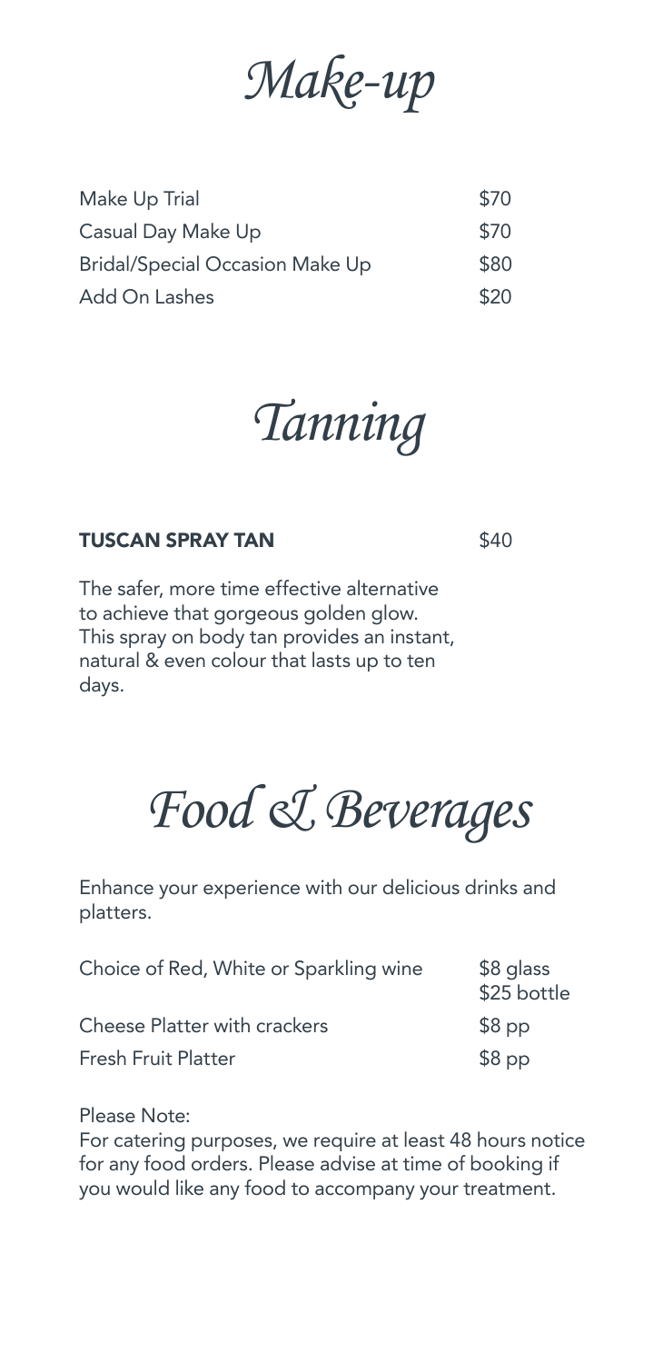# Make-up

| | |
|---|---|
| Make Up Trial | $70 |
| Casual Day Make Up | $70 |
| Bridal/Special Occasion Make Up | $80 |
| Add On Lashes | $20 |

# Tanning

**TUSCAN SPRAY TAN** $40

The safer, more time effective alternative to achieve that gorgeous golden glow. This spray on body tan provides an instant, natural & even colour that lasts up to ten days.

# Food & Beverages

Enhance your experience with our delicious drinks and platters.

| | |
|---|---|
| Choice of Red, White or Sparkling wine | $8 glass<br>$25 bottle |
| Cheese Platter with crackers | $8 pp |
| Fresh Fruit Platter | $8 pp |

Please Note:
For catering purposes, we require at least 48 hours notice for any food orders. Please advise at time of booking if you would like any food to accompany your treatment.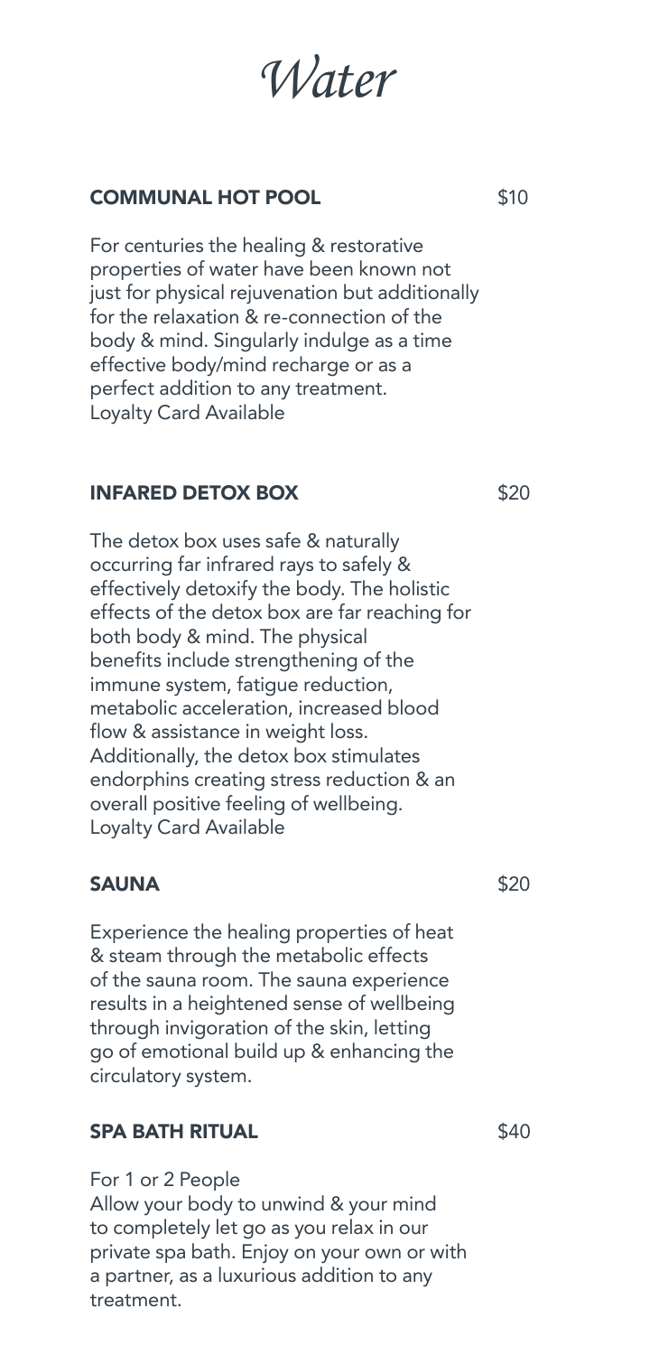# *Water*

## COMMUNAL HOT POOL — $10

For centuries the healing & restorative properties of water have been known not just for physical rejuvenation but additionally for the relaxation & re-connection of the body & mind. Singularly indulge as a time effective body/mind recharge or as a perfect addition to any treatment.
Loyalty Card Available

## INFARED DETOX BOX — $20

The detox box uses safe & naturally occurring far infrared rays to safely & effectively detoxify the body. The holistic effects of the detox box are far reaching for both body & mind. The physical benefits include strengthening of the immune system, fatigue reduction, metabolic acceleration, increased blood flow & assistance in weight loss. Additionally, the detox box stimulates endorphins creating stress reduction & an overall positive feeling of wellbeing.
Loyalty Card Available

## SAUNA — $20

Experience the healing properties of heat & steam through the metabolic effects of the sauna room. The sauna experience results in a heightened sense of wellbeing through invigoration of the skin, letting go of emotional build up & enhancing the circulatory system.

## SPA BATH RITUAL — $40

For 1 or 2 People
Allow your body to unwind & your mind to completely let go as you relax in our private spa bath. Enjoy on your own or with a partner, as a luxurious addition to any treatment.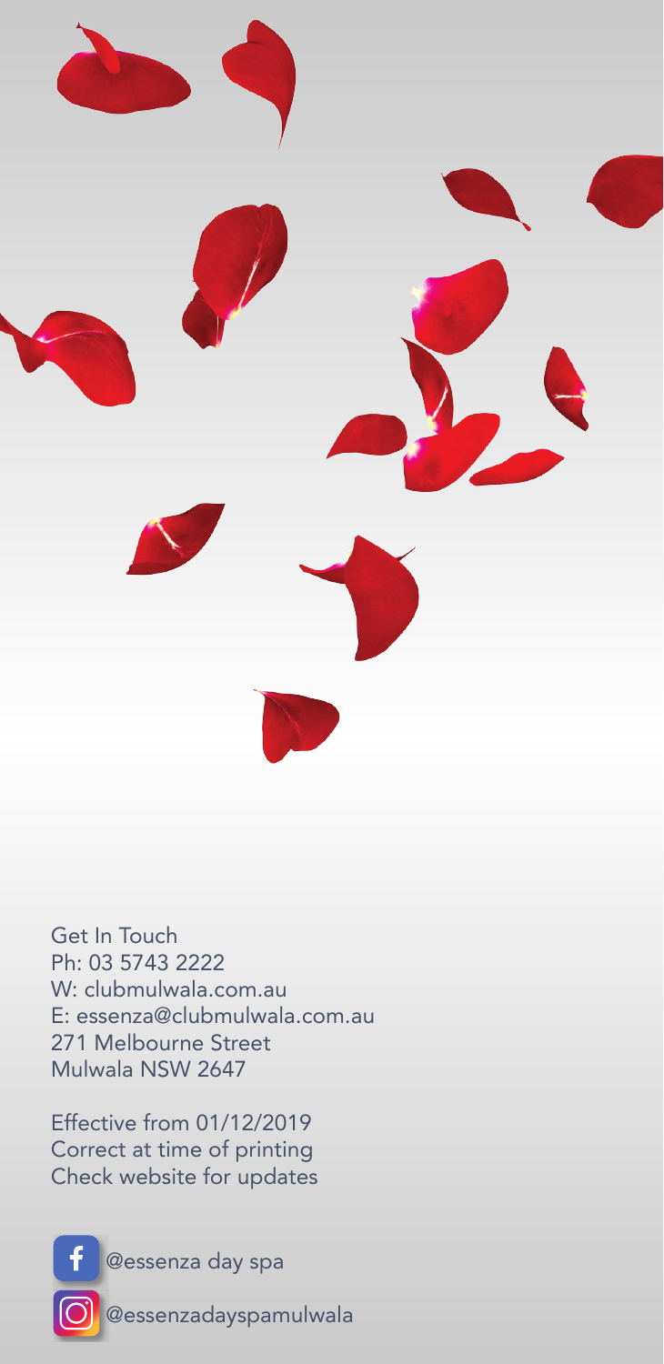Get In Touch
Ph: 03 5743 2222
W: clubmulwala.com.au
E: essenza@clubmulwala.com.au
271 Melbourne Street
Mulwala NSW 2647

Effective from 01/12/2019
Correct at time of printing
Check website for updates

@essenza day spa

@essenzadayspamulwala